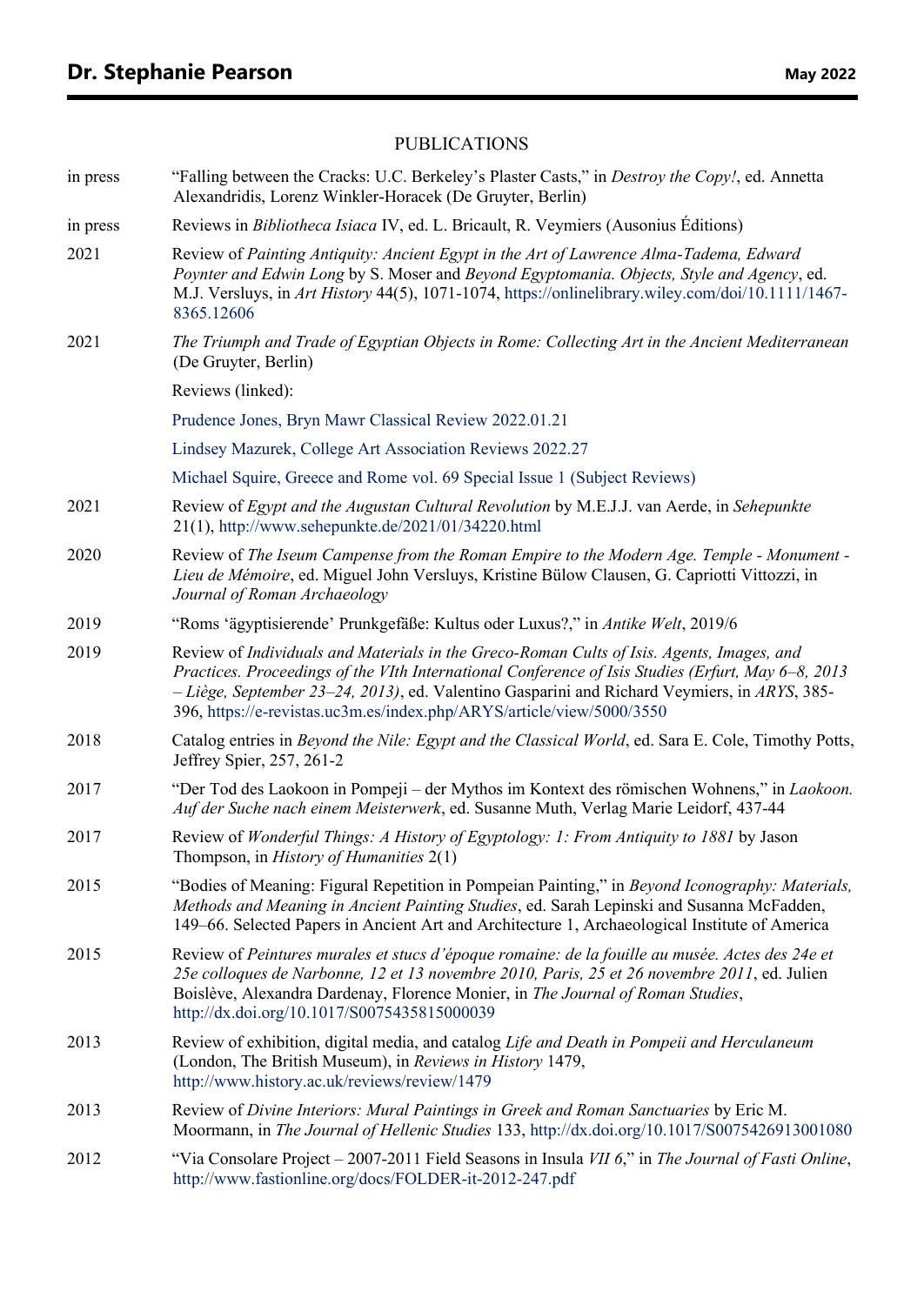# Dr. Stephanie Pearson

May 2022

## PUBLICATIONS

in press — "Falling between the Cracks: U.C. Berkeley's Plaster Casts," in *Destroy the Copy!*, ed. Annetta Alexandridis, Lorenz Winkler-Horacek (De Gruyter, Berlin)

in press — Reviews in *Bibliotheca Isiaca* IV, ed. L. Bricault, R. Veymiers (Ausonius Éditions)

2021 — Review of *Painting Antiquity: Ancient Egypt in the Art of Lawrence Alma-Tadema, Edward Poynter and Edwin Long* by S. Moser and *Beyond Egyptomania. Objects, Style and Agency*, ed. M.J. Versluys, in *Art History* 44(5), 1071-1074, https://onlinelibrary.wiley.com/doi/10.1111/1467-8365.12606

2021 — *The Triumph and Trade of Egyptian Objects in Rome: Collecting Art in the Ancient Mediterranean* (De Gruyter, Berlin)

Reviews (linked):

Prudence Jones, Bryn Mawr Classical Review 2022.01.21

Lindsey Mazurek, College Art Association Reviews 2022.27

Michael Squire, Greece and Rome vol. 69 Special Issue 1 (Subject Reviews)

2021 — Review of *Egypt and the Augustan Cultural Revolution* by M.E.J.J. van Aerde, in *Sehepunkte* 21(1), http://www.sehepunkte.de/2021/01/34220.html

2020 — Review of *The Iseum Campense from the Roman Empire to the Modern Age. Temple - Monument - Lieu de Mémoire*, ed. Miguel John Versluys, Kristine Bülow Clausen, G. Capriotti Vittozzi, in *Journal of Roman Archaeology*

2019 — "Roms 'ägyptisierende' Prunkgefäße: Kultus oder Luxus?," in *Antike Welt*, 2019/6

2019 — Review of *Individuals and Materials in the Greco-Roman Cults of Isis. Agents, Images, and Practices. Proceedings of the VIth International Conference of Isis Studies (Erfurt, May 6–8, 2013 – Liège, September 23–24, 2013)*, ed. Valentino Gasparini and Richard Veymiers, in *ARYS*, 385-396, https://e-revistas.uc3m.es/index.php/ARYS/article/view/5000/3550

2018 — Catalog entries in *Beyond the Nile: Egypt and the Classical World*, ed. Sara E. Cole, Timothy Potts, Jeffrey Spier, 257, 261-2

2017 — "Der Tod des Laokoon in Pompeji – der Mythos im Kontext des römischen Wohnens," in *Laokoon. Auf der Suche nach einem Meisterwerk*, ed. Susanne Muth, Verlag Marie Leidorf, 437-44

2017 — Review of *Wonderful Things: A History of Egyptology: 1: From Antiquity to 1881* by Jason Thompson, in *History of Humanities* 2(1)

2015 — "Bodies of Meaning: Figural Repetition in Pompeian Painting," in *Beyond Iconography: Materials, Methods and Meaning in Ancient Painting Studies*, ed. Sarah Lepinski and Susanna McFadden, 149–66. Selected Papers in Ancient Art and Architecture 1, Archaeological Institute of America

2015 — Review of *Peintures murales et stucs d'époque romaine: de la fouille au musée. Actes des 24e et 25e colloques de Narbonne, 12 et 13 novembre 2010, Paris, 25 et 26 novembre 2011*, ed. Julien Boislève, Alexandra Dardenay, Florence Monier, in *The Journal of Roman Studies*, http://dx.doi.org/10.1017/S0075435815000039

2013 — Review of exhibition, digital media, and catalog *Life and Death in Pompeii and Herculaneum* (London, The British Museum), in *Reviews in History* 1479, http://www.history.ac.uk/reviews/review/1479

2013 — Review of *Divine Interiors: Mural Paintings in Greek and Roman Sanctuaries* by Eric M. Moormann, in *The Journal of Hellenic Studies* 133, http://dx.doi.org/10.1017/S0075426913001080

2012 — "Via Consolare Project – 2007-2011 Field Seasons in Insula *VII 6*," in *The Journal of Fasti Online*, http://www.fastionline.org/docs/FOLDER-it-2012-247.pdf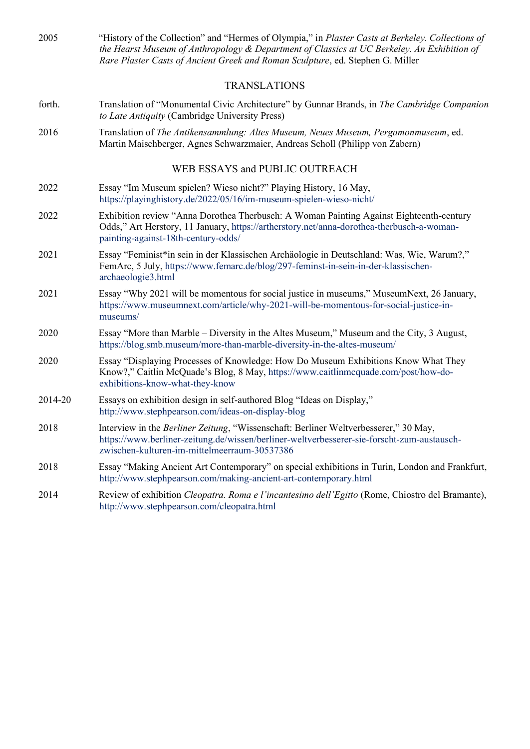2005 “History of the Collection” and “Hermes of Olympia,” in *Plaster Casts at Berkeley. Collections of the Hearst Museum of Anthropology & Department of Classics at UC Berkeley. An Exhibition of Rare Plaster Casts of Ancient Greek and Roman Sculpture*, ed. Stephen G. Miller

## TRANSLATIONS

forth. Translation of “Monumental Civic Architecture” by Gunnar Brands, in *The Cambridge Companion to Late Antiquity* (Cambridge University Press)

2016 Translation of *The Antikensammlung: Altes Museum, Neues Museum, Pergamonmuseum*, ed. Martin Maischberger, Agnes Schwarzmaier, Andreas Scholl (Philipp von Zabern)

## WEB ESSAYS and PUBLIC OUTREACH

2022 Essay “Im Museum spielen? Wieso nicht?” Playing History, 16 May, https://playinghistory.de/2022/05/16/im-museum-spielen-wieso-nicht/

2022 Exhibition review “Anna Dorothea Therbusch: A Woman Painting Against Eighteenth-century Odds,” Art Herstory, 11 January, https://artherstory.net/anna-dorothea-therbusch-a-woman-painting-against-18th-century-odds/

2021 Essay “Feminist*in sein in der Klassischen Archäologie in Deutschland: Was, Wie, Warum?,” FemArc, 5 July, https://www.femarc.de/blog/297-feminst-in-sein-in-der-klassischen-archaeologie3.html

2021 Essay “Why 2021 will be momentous for social justice in museums,” MuseumNext, 26 January, https://www.museumnext.com/article/why-2021-will-be-momentous-for-social-justice-in-museums/

2020 Essay “More than Marble – Diversity in the Altes Museum,” Museum and the City, 3 August, https://blog.smb.museum/more-than-marble-diversity-in-the-altes-museum/

2020 Essay “Displaying Processes of Knowledge: How Do Museum Exhibitions Know What They Know?,” Caitlin McQuade’s Blog, 8 May, https://www.caitlinmcquade.com/post/how-do-exhibitions-know-what-they-know

2014-20 Essays on exhibition design in self-authored Blog “Ideas on Display,” http://www.stephpearson.com/ideas-on-display-blog

2018 Interview in the *Berliner Zeitung*, “Wissenschaft: Berliner Weltverbesserer,” 30 May, https://www.berliner-zeitung.de/wissen/berliner-weltverbesserer-sie-forscht-zum-austausch-zwischen-kulturen-im-mittelmeerraum-30537386

2018 Essay “Making Ancient Art Contemporary” on special exhibitions in Turin, London and Frankfurt, http://www.stephpearson.com/making-ancient-art-contemporary.html

2014 Review of exhibition *Cleopatra. Roma e l’incantesimo dell’Egitto* (Rome, Chiostro del Bramante), http://www.stephpearson.com/cleopatra.html